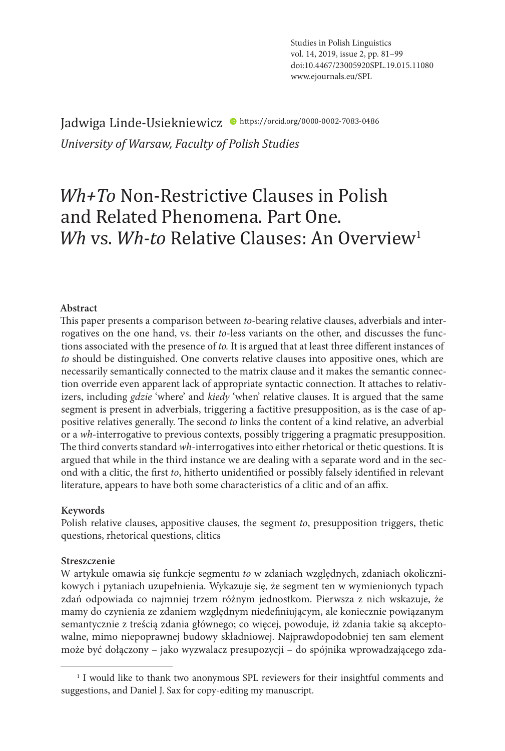Studies in Polish Linguistics
vol. 14, 2019, issue 2, pp. 81–99
doi:10.4467/23005920SPL.19.015.11080
www.ejournals.eu/SPL

Jadwiga Linde-Usiekniewicz https://orcid.org/0000-0002-7083-0486

*University of Warsaw, Faculty of Polish Studies*

# *Wh+To* Non-Restrictive Clauses in Polish and Related Phenomena. Part One. *Wh* vs. *Wh-to* Relative Clauses: An Overview[1]

**Abstract**

This paper presents a comparison between *to*-bearing relative clauses, adverbials and interrogatives on the one hand, vs. their *to*-less variants on the other, and discusses the functions associated with the presence of *to.* It is argued that at least three different instances of *to* should be distinguished. One converts relative clauses into appositive ones, which are necessarily semantically connected to the matrix clause and it makes the semantic connection override even apparent lack of appropriate syntactic connection. It attaches to relativizers, including *gdzie* 'where' and *kiedy* 'when' relative clauses. It is argued that the same segment is present in adverbials, triggering a factive presupposition, as is the case of appositive relatives generally. The second *to* links the content of a kind relative, an adverbial or a *wh*-interrogative to previous contexts, possibly triggering a pragmatic presupposition. The third converts standard *wh*-interrogatives into either rhetorical or thetic questions. It is argued that while in the third instance we are dealing with a separate word and in the second with a clitic, the first *to*, hitherto unidentified or possibly falsely identified in relevant literature, appears to have both some characteristics of a clitic and of an affix.

**Keywords**

Polish relative clauses, appositive clauses, the segment *to*, presupposition triggers, thetic questions, rhetorical questions, clitics

**Streszczenie**

W artykule omawia się funkcje segmentu *to* w zdaniach względnych, zdaniach okolicznikowych i pytaniach uzupełnienia. Wykazuje się, że segment ten w wymienionych typach zdań odpowiada co najmniej trzem różnym jednostkom. Pierwsza z nich wskazuje, że mamy do czynienia ze zdaniem względnym niedefiniującym, ale koniecznie powiązanym semantycznie z treścią zdania głównego; co więcej, powoduje, iż zdania takie są akceptowalne, mimo niepoprawnej budowy składniowej. Najprawdopodobniej ten sam element może być dołączony – jako wyzwalacz presupozycji – do spójnika wprowadzającego zda-

[1] I would like to thank two anonymous SPL reviewers for their insightful comments and suggestions, and Daniel J. Sax for copy-editing my manuscript.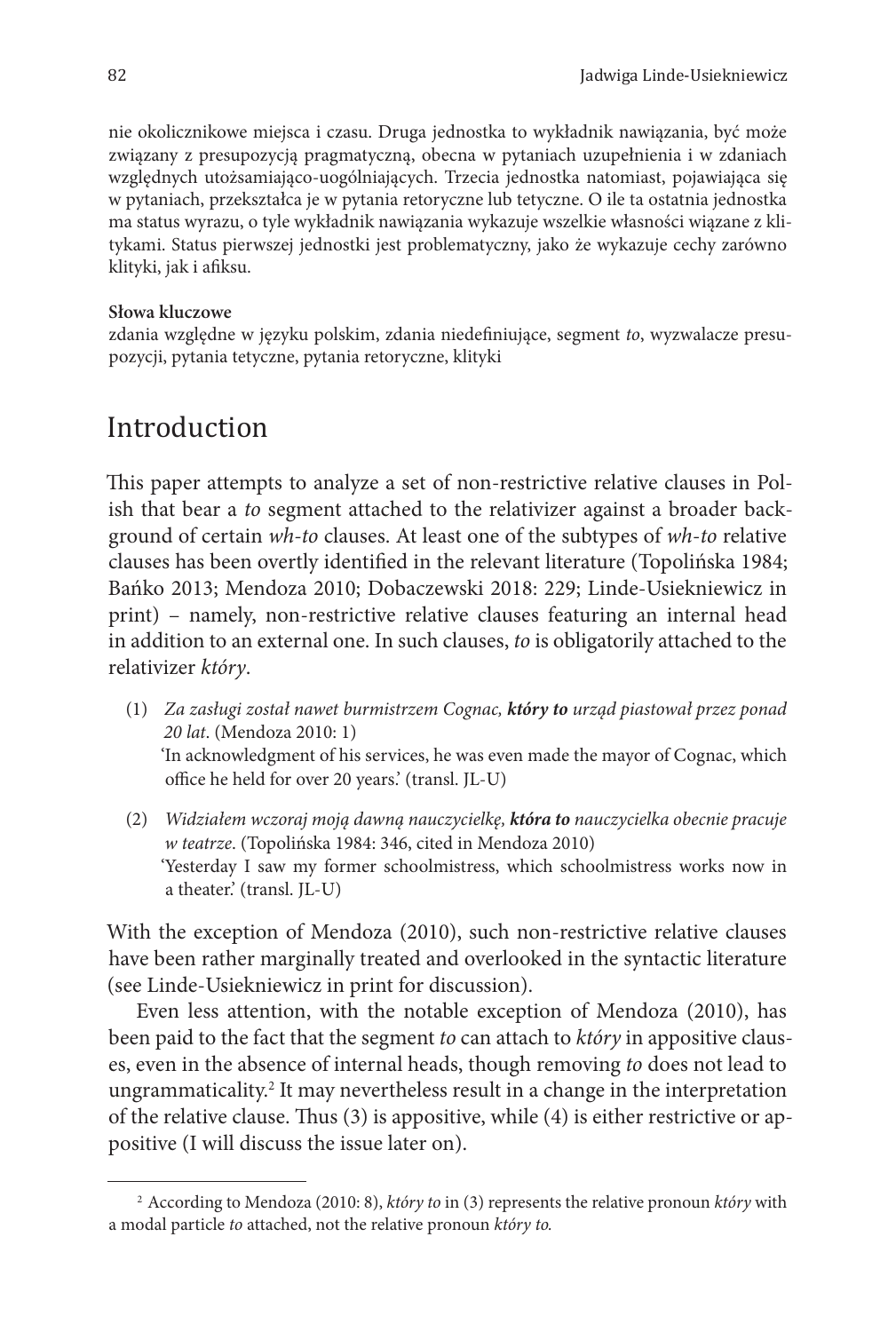nie okolicznikowe miejsca i czasu. Druga jednostka to wykładnik nawiązania, być może związany z presupozycją pragmatyczną, obecna w pytaniach uzupełnienia i w zdaniach względnych utożsamiająco-uogólniających. Trzecia jednostka natomiast, pojawiająca się w pytaniach, przekształca je w pytania retoryczne lub tetyczne. O ile ta ostatnia jednostka ma status wyrazu, o tyle wykładnik nawiązania wykazuje wszelkie własności wiązane z klitykami. Status pierwszej jednostki jest problematyczny, jako że wykazuje cechy zarówno klityki, jak i afiksu.

**Słowa kluczowe**
zdania względne w języku polskim, zdania niedefiniujące, segment *to*, wyzwalacze presupozycji, pytania tetyczne, pytania retoryczne, klityki

## Introduction

This paper attempts to analyze a set of non-restrictive relative clauses in Polish that bear a *to* segment attached to the relativizer against a broader background of certain *wh-to* clauses. At least one of the subtypes of *wh-to* relative clauses has been overtly identified in the relevant literature (Topolińska 1984; Bańko 2013; Mendoza 2010; Dobaczewski 2018: 229; Linde-Usiekniewicz in print) – namely, non-restrictive relative clauses featuring an internal head in addition to an external one. In such clauses, *to* is obligatorily attached to the relativizer *który*.

(1) *Za zasługi został nawet burmistrzem Cognac, **który to** urząd piastował przez ponad 20 lat*. (Mendoza 2010: 1)
'In acknowledgment of his services, he was even made the mayor of Cognac, which office he held for over 20 years.' (transl. JL-U)

(2) *Widziałem wczoraj moją dawną nauczycielkę, **która to** nauczycielka obecnie pracuje w teatrze*. (Topolińska 1984: 346, cited in Mendoza 2010)
'Yesterday I saw my former schoolmistress, which schoolmistress works now in a theater.' (transl. JL-U)

With the exception of Mendoza (2010), such non-restrictive relative clauses have been rather marginally treated and overlooked in the syntactic literature (see Linde-Usiekniewicz in print for discussion).

Even less attention, with the notable exception of Mendoza (2010), has been paid to the fact that the segment *to* can attach to *który* in appositive clauses, even in the absence of internal heads, though removing *to* does not lead to ungrammaticality.[2] It may nevertheless result in a change in the interpretation of the relative clause. Thus (3) is appositive, while (4) is either restrictive or appositive (I will discuss the issue later on).

[2] According to Mendoza (2010: 8), *który to* in (3) represents the relative pronoun *który* with a modal particle *to* attached, not the relative pronoun *który to*.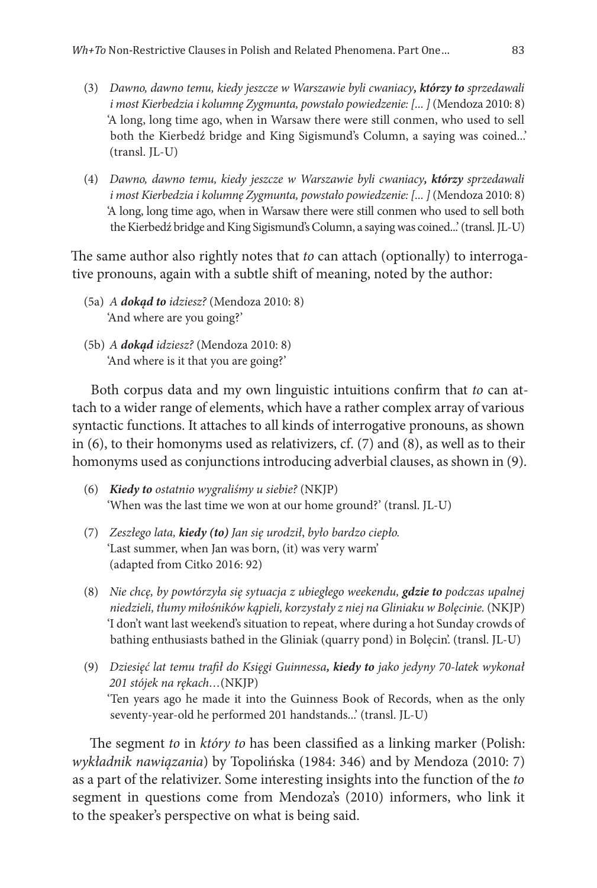(3) *Dawno, dawno temu, kiedy jeszcze w Warszawie byli cwaniacy****, którzy to*** *sprzedawali i most Kierbedzia i kolumnę Zygmunta, powstało powiedzenie: [… ]* (Mendoza 2010: 8)
'A long, long time ago, when in Warsaw there were still conmen, who used to sell both the Kierbedź bridge and King Sigismund's Column, a saying was coined...' (transl. JL-U)

(4) *Dawno, dawno temu, kiedy jeszcze w Warszawie byli cwaniacy****, którzy*** *sprzedawali i most Kierbedzia i kolumnę Zygmunta, powstało powiedzenie: [… ]* (Mendoza 2010: 8)
'A long, long time ago, when in Warsaw there were still conmen who used to sell both the Kierbedź bridge and King Sigismund's Column, a saying was coined...' (transl. JL-U)

The same author also rightly notes that *to* can attach (optionally) to interrogative pronouns, again with a subtle shift of meaning, noted by the author:

(5a) *A* ***dokąd to*** *idziesz?* (Mendoza 2010: 8)
'And where are you going?'

(5b) *A* ***dokąd*** *idziesz?* (Mendoza 2010: 8)
'And where is it that you are going?'

Both corpus data and my own linguistic intuitions confirm that *to* can attach to a wider range of elements, which have a rather complex array of various syntactic functions. It attaches to all kinds of interrogative pronouns, as shown in (6), to their homonyms used as relativizers, cf. (7) and (8), as well as to their homonyms used as conjunctions introducing adverbial clauses, as shown in (9).

(6) ***Kiedy to*** *ostatnio wygraliśmy u siebie?* (NKJP)
'When was the last time we won at our home ground?' (transl. JL-U)

(7) *Zeszłego lata,* ***kiedy (to)*** *Jan się urodził, było bardzo ciepło.*
'Last summer, when Jan was born, (it) was very warm'
(adapted from Citko 2016: 92)

(8) *Nie chcę, by powtórzyła się sytuacja z ubiegłego weekendu,* ***gdzie to*** *podczas upalnej niedzieli, tłumy miłośników kąpieli, korzystały z niej na Gliniaku w Bolęcinie.* (NKJP)
'I don't want last weekend's situation to repeat, where during a hot Sunday crowds of bathing enthusiasts bathed in the Gliniak (quarry pond) in Bolęcin'. (transl. JL-U)

(9) *Dziesięć lat temu trafił do Księgi Guinnessa****, kiedy to*** *jako jedyny 70-latek wykonał 201 stójek na rękach…*(NKJP)
'Ten years ago he made it into the Guinness Book of Records, when as the only seventy-year-old he performed 201 handstands...' (transl. JL-U)

The segment *to* in *który to* has been classified as a linking marker (Polish: *wykładnik nawiązania*) by Topolińska (1984: 346) and by Mendoza (2010: 7) as a part of the relativizer. Some interesting insights into the function of the *to* segment in questions come from Mendoza's (2010) informers, who link it to the speaker's perspective on what is being said.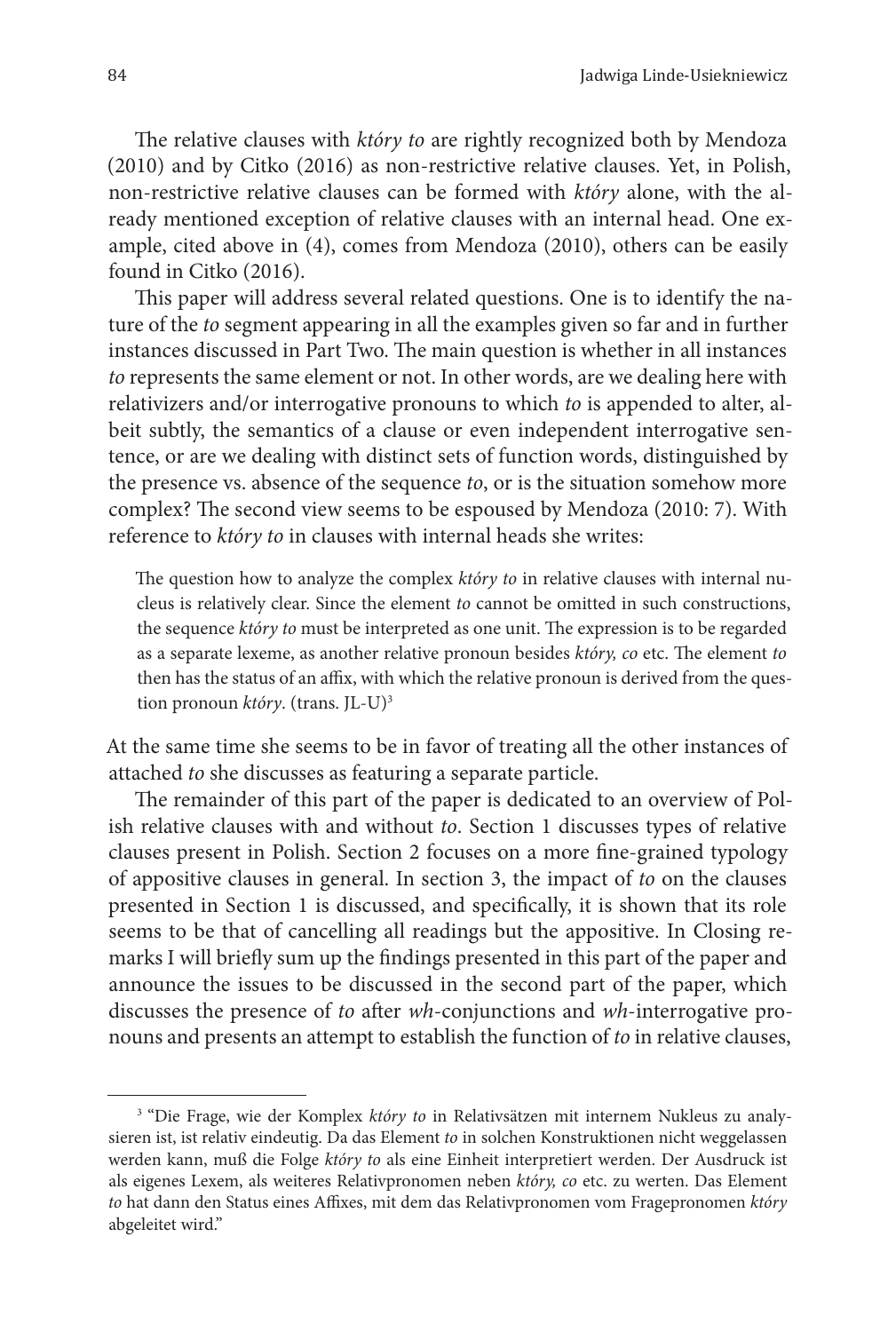The relative clauses with *który to* are rightly recognized both by Mendoza (2010) and by Citko (2016) as non-restrictive relative clauses. Yet, in Polish, non-restrictive relative clauses can be formed with *który* alone, with the already mentioned exception of relative clauses with an internal head. One example, cited above in (4), comes from Mendoza (2010), others can be easily found in Citko (2016).

This paper will address several related questions. One is to identify the nature of the *to* segment appearing in all the examples given so far and in further instances discussed in Part Two. The main question is whether in all instances *to* represents the same element or not. In other words, are we dealing here with relativizers and/or interrogative pronouns to which *to* is appended to alter, albeit subtly, the semantics of a clause or even independent interrogative sentence, or are we dealing with distinct sets of function words, distinguished by the presence vs. absence of the sequence *to*, or is the situation somehow more complex? The second view seems to be espoused by Mendoza (2010: 7). With reference to *który to* in clauses with internal heads she writes:

> The question how to analyze the complex *który to* in relative clauses with internal nucleus is relatively clear. Since the element *to* cannot be omitted in such constructions, the sequence *który to* must be interpreted as one unit. The expression is to be regarded as a separate lexeme, as another relative pronoun besides *który, co* etc. The element *to* then has the status of an affix, with which the relative pronoun is derived from the question pronoun *który*. (trans. JL-U)[3]

At the same time she seems to be in favor of treating all the other instances of attached *to* she discusses as featuring a separate particle.

The remainder of this part of the paper is dedicated to an overview of Polish relative clauses with and without *to*. Section 1 discusses types of relative clauses present in Polish. Section 2 focuses on a more fine-grained typology of appositive clauses in general. In section 3, the impact of *to* on the clauses presented in Section 1 is discussed, and specifically, it is shown that its role seems to be that of cancelling all readings but the appositive. In Closing remarks I will briefly sum up the findings presented in this part of the paper and announce the issues to be discussed in the second part of the paper, which discusses the presence of *to* after *wh*-conjunctions and *wh*-interrogative pronouns and presents an attempt to establish the function of *to* in relative clauses,

---

[3] "Die Frage, wie der Komplex *który to* in Relativsätzen mit internem Nukleus zu analysieren ist, ist relativ eindeutig. Da das Element *to* in solchen Konstruktionen nicht weggelassen werden kann, muß die Folge *który to* als eine Einheit interpretiert werden. Der Ausdruck ist als eigenes Lexem, als weiteres Relativpronomen neben *który, co* etc. zu werten. Das Element *to* hat dann den Status eines Affixes, mit dem das Relativpronomen vom Fragepronomen *który* abgeleitet wird."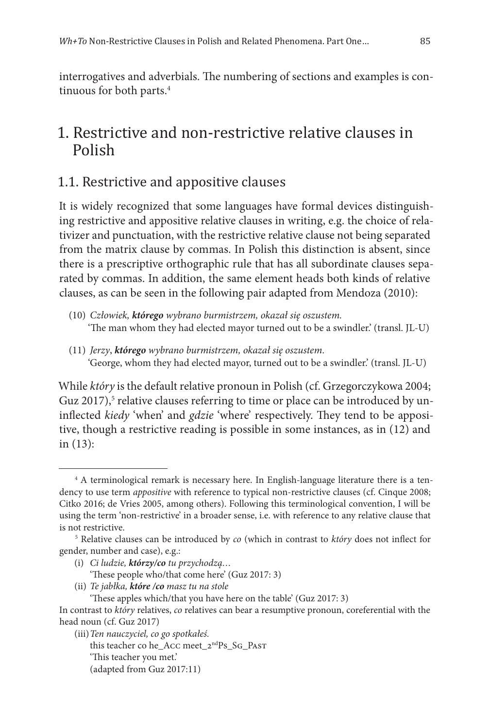interrogatives and adverbials. The numbering of sections and examples is continuous for both parts.[4]

# 1. Restrictive and non-restrictive relative clauses in Polish

## 1.1. Restrictive and appositive clauses

It is widely recognized that some languages have formal devices distinguishing restrictive and appositive relative clauses in writing, e.g. the choice of relativizer and punctuation, with the restrictive relative clause not being separated from the matrix clause by commas. In Polish this distinction is absent, since there is a prescriptive orthographic rule that has all subordinate clauses separated by commas. In addition, the same element heads both kinds of relative clauses, as can be seen in the following pair adapted from Mendoza (2010):

(10) *Człowiek, **którego** wybrano burmistrzem, okazał się oszustem.*
'The man whom they had elected mayor turned out to be a swindler.' (transl. JL-U)

(11) *Jerzy, **którego** wybrano burmistrzem, okazał się oszustem.*
'George, whom they had elected mayor, turned out to be a swindler.' (transl. JL-U)

While *który* is the default relative pronoun in Polish (cf. Grzegorczykowa 2004; Guz 2017),[5] relative clauses referring to time or place can be introduced by uninflected *kiedy* 'when' and *gdzie* 'where' respectively. They tend to be appositive, though a restrictive reading is possible in some instances, as in (12) and in (13):

---

[4] A terminological remark is necessary here. In English-language literature there is a tendency to use term *appositive* with reference to typical non-restrictive clauses (cf. Cinque 2008; Citko 2016; de Vries 2005, among others). Following this terminological convention, I will be using the term 'non-restrictive' in a broader sense, i.e. with reference to any relative clause that is not restrictive.

[5] Relative clauses can be introduced by *co* (which in contrast to *który* does not inflect for gender, number and case), e.g.:

(i) *Ci ludzie, **którzy/co** tu przychodzą…*
'These people who/that come here' (Guz 2017: 3)

(ii) *Te jabłka, **które /co** masz tu na stole*
'These apples which/that you have here on the table' (Guz 2017: 3)

In contrast to *który* relatives, *co* relatives can bear a resumptive pronoun, coreferential with the head noun (cf. Guz 2017)

(iii) *Ten nauczyciel, co go spotkałeś.*
this teacher co he_ACC meet_2ndPS_SG_PAST
'This teacher you met.'
(adapted from Guz 2017:11)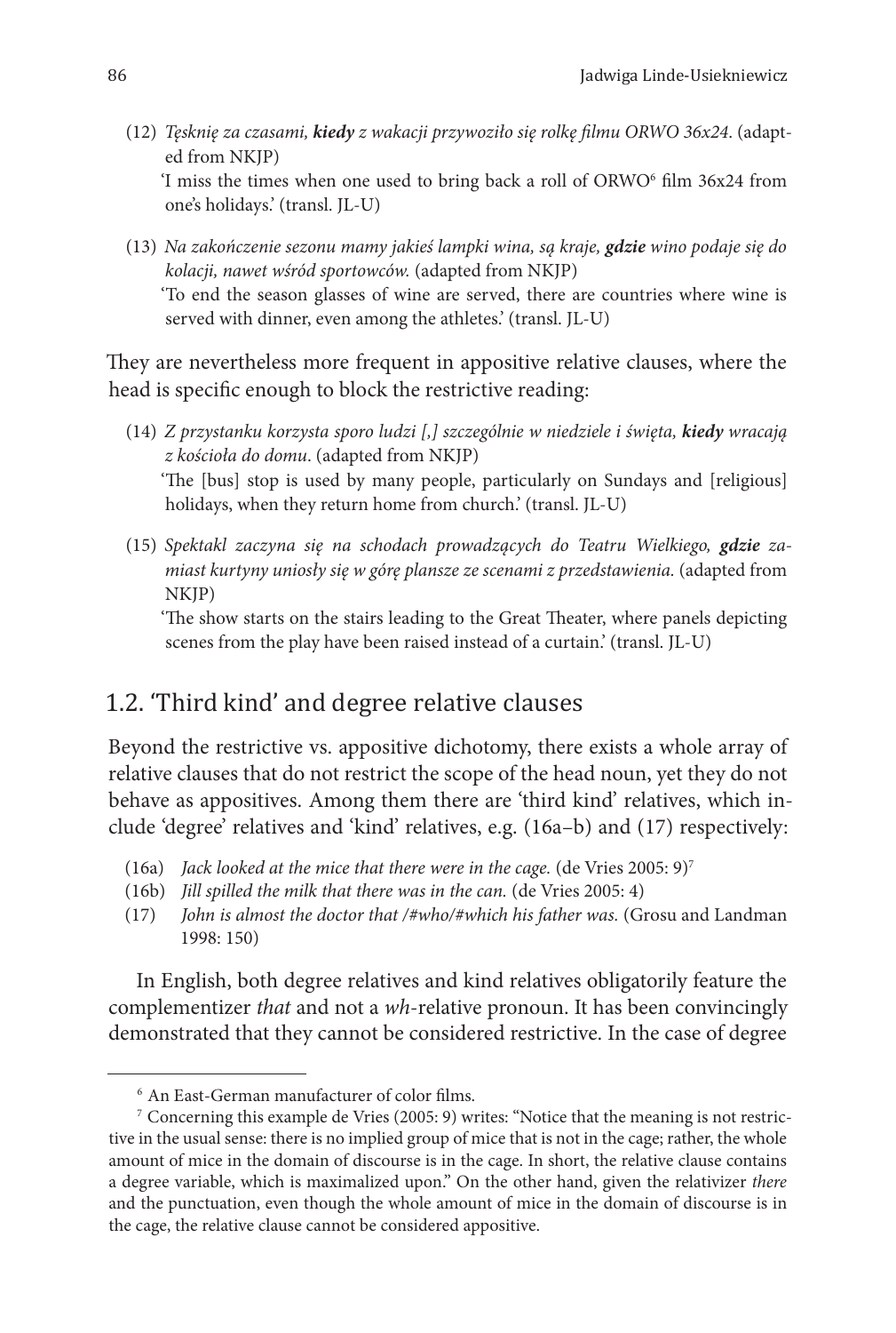(12) *Tęsknię za czasami, **kiedy** z wakacji przywoziło się rolkę filmu ORWO 36x24.* (adapted from NKJP)
'I miss the times when one used to bring back a roll of ORWO[6] film 36x24 from one's holidays.' (transl. JL-U)

(13) *Na zakończenie sezonu mamy jakieś lampki wina, są kraje, **gdzie** wino podaje się do kolacji, nawet wśród sportowców.* (adapted from NKJP)
'To end the season glasses of wine are served, there are countries where wine is served with dinner, even among the athletes.' (transl. JL-U)

They are nevertheless more frequent in appositive relative clauses, where the head is specific enough to block the restrictive reading:

(14) *Z przystanku korzysta sporo ludzi [,] szczególnie w niedziele i święta, **kiedy** wracają z kościoła do domu.* (adapted from NKJP)
'The [bus] stop is used by many people, particularly on Sundays and [religious] holidays, when they return home from church.' (transl. JL-U)

(15) *Spektakl zaczyna się na schodach prowadzących do Teatru Wielkiego, **gdzie** zamiast kurtyny uniosły się w górę plansze ze scenami z przedstawienia.* (adapted from NKJP)
'The show starts on the stairs leading to the Great Theater, where panels depicting scenes from the play have been raised instead of a curtain.' (transl. JL-U)

## 1.2. 'Third kind' and degree relative clauses

Beyond the restrictive vs. appositive dichotomy, there exists a whole array of relative clauses that do not restrict the scope of the head noun, yet they do not behave as appositives. Among them there are 'third kind' relatives, which include 'degree' relatives and 'kind' relatives, e.g. (16a–b) and (17) respectively:

(16a) *Jack looked at the mice that there were in the cage.* (de Vries 2005: 9)[7]
(16b) *Jill spilled the milk that there was in the can.* (de Vries 2005: 4)
(17) *John is almost the doctor that /#who/#which his father was.* (Grosu and Landman 1998: 150)

In English, both degree relatives and kind relatives obligatorily feature the complementizer *that* and not a *wh*-relative pronoun. It has been convincingly demonstrated that they cannot be considered restrictive. In the case of degree

---

[6] An East-German manufacturer of color films.

[7] Concerning this example de Vries (2005: 9) writes: "Notice that the meaning is not restrictive in the usual sense: there is no implied group of mice that is not in the cage; rather, the whole amount of mice in the domain of discourse is in the cage. In short, the relative clause contains a degree variable, which is maximalized upon." On the other hand, given the relativizer *there* and the punctuation, even though the whole amount of mice in the domain of discourse is in the cage, the relative clause cannot be considered appositive.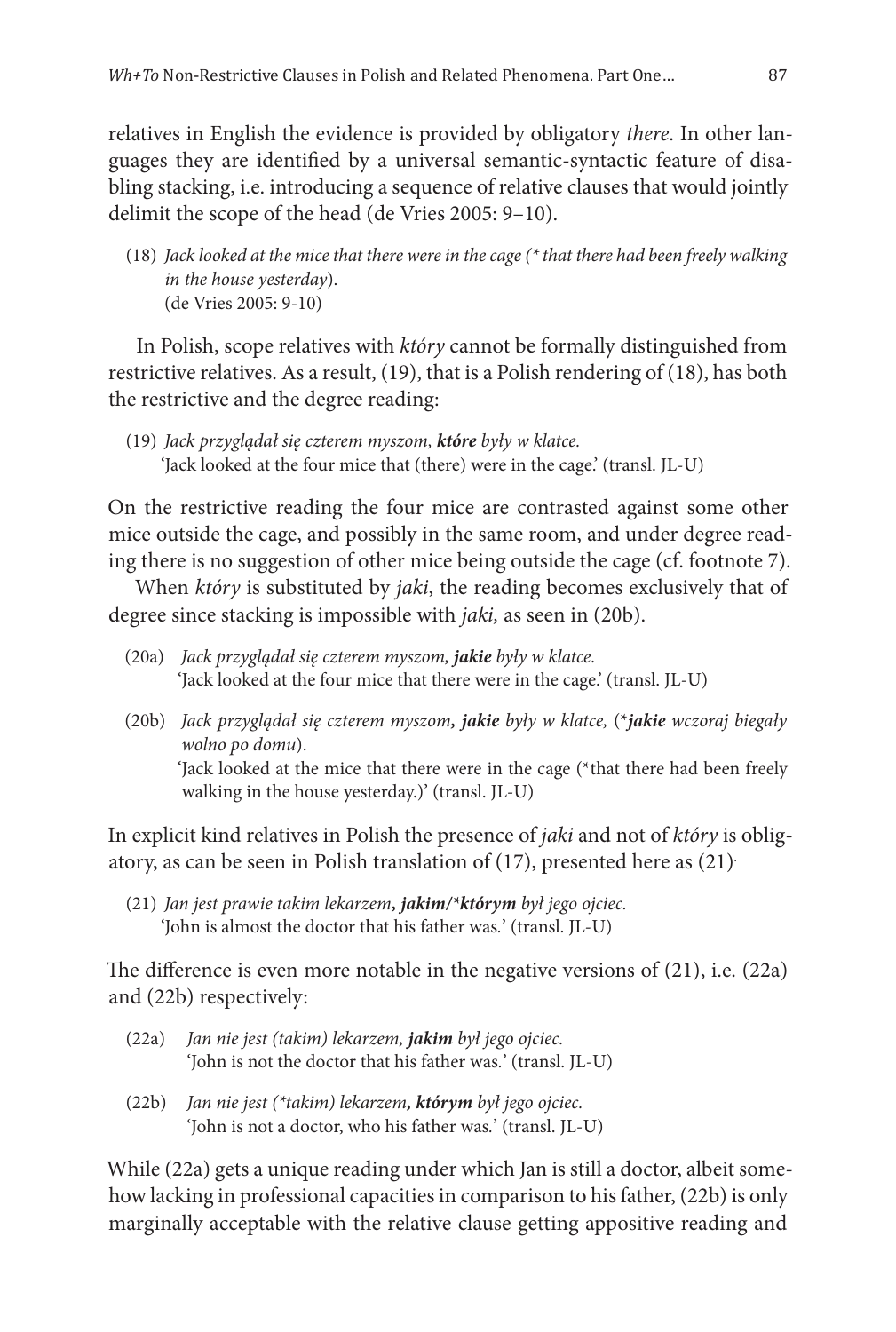relatives in English the evidence is provided by obligatory *there*. In other languages they are identified by a universal semantic-syntactic feature of disabling stacking, i.e. introducing a sequence of relative clauses that would jointly delimit the scope of the head (de Vries 2005: 9–10).

(18) *Jack looked at the mice that there were in the cage (* that there had been freely walking in the house yesterday).*
(de Vries 2005: 9-10)

In Polish, scope relatives with *który* cannot be formally distinguished from restrictive relatives. As a result, (19), that is a Polish rendering of (18), has both the restrictive and the degree reading:

(19) *Jack przyglądał się czterem myszom, **które** były w klatce.*
'Jack looked at the four mice that (there) were in the cage.' (transl. JL-U)

On the restrictive reading the four mice are contrasted against some other mice outside the cage, and possibly in the same room, and under degree reading there is no suggestion of other mice being outside the cage (cf. footnote 7).

When *który* is substituted by *jaki*, the reading becomes exclusively that of degree since stacking is impossible with *jaki,* as seen in (20b).

(20a) *Jack przyglądał się czterem myszom, **jakie** były w klatce.*
'Jack looked at the four mice that there were in the cage.' (transl. JL-U)

(20b) *Jack przyglądał się czterem myszom**,** **jakie** były w klatce,* (**jakie** *wczoraj biegały wolno po domu*).
'Jack looked at the mice that there were in the cage (*that there had been freely walking in the house yesterday.)' (transl. JL-U)

In explicit kind relatives in Polish the presence of *jaki* and not of *który* is obligatory, as can be seen in Polish translation of (17), presented here as (21).

(21) *Jan jest prawie takim lekarzem**, jakim/*którym** był jego ojciec.*
'John is almost the doctor that his father was.' (transl. JL-U)

The difference is even more notable in the negative versions of (21), i.e. (22a) and (22b) respectively:

(22a) *Jan nie jest (takim) lekarzem, **jakim** był jego ojciec.*
'John is not the doctor that his father was.' (transl. JL-U)

(22b) *Jan nie jest (*takim) lekarzem**, którym** był jego ojciec.*
'John is not a doctor, who his father was.' (transl. JL-U)

While (22a) gets a unique reading under which Jan is still a doctor, albeit somehow lacking in professional capacities in comparison to his father, (22b) is only marginally acceptable with the relative clause getting appositive reading and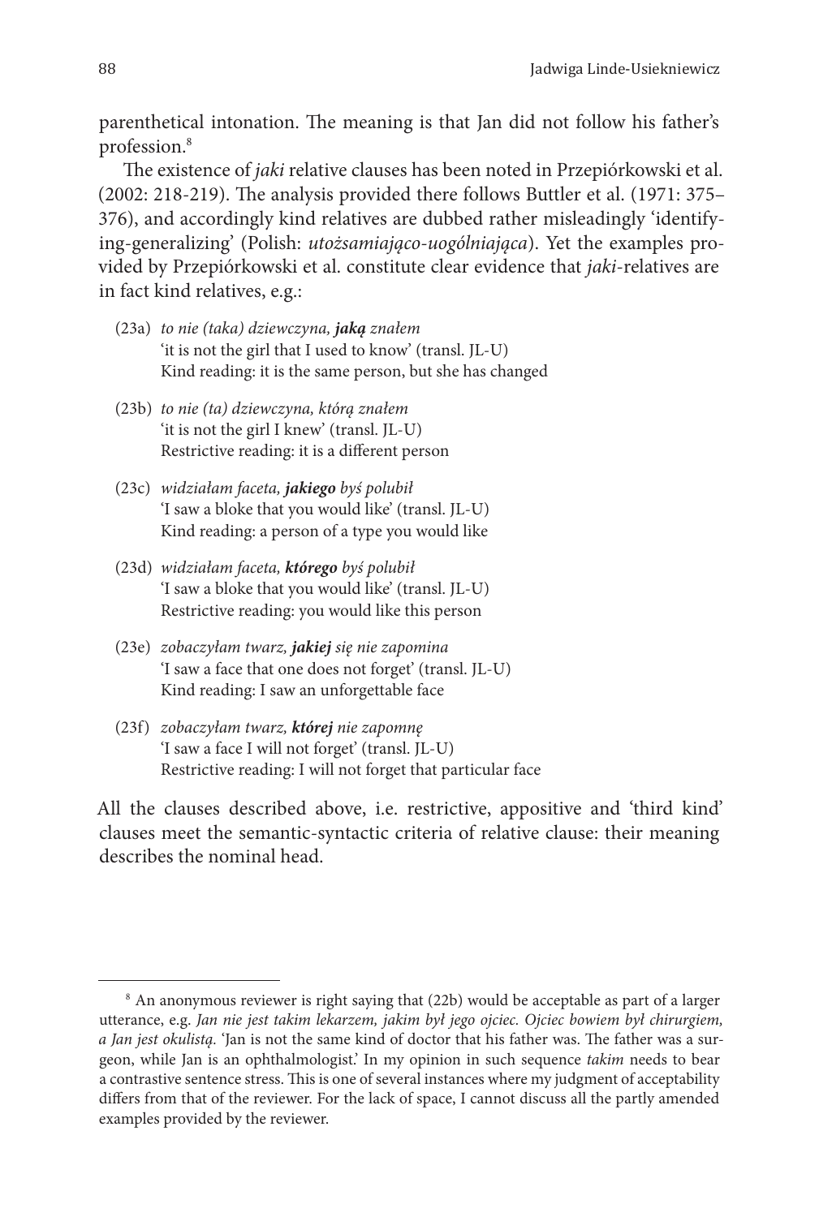parenthetical intonation. The meaning is that Jan did not follow his father's profession.[8]

The existence of *jaki* relative clauses has been noted in Przepiórkowski et al. (2002: 218-219). The analysis provided there follows Buttler et al. (1971: 375–376), and accordingly kind relatives are dubbed rather misleadingly 'identifying-generalizing' (Polish: *utożsamiająco-uogólniająca*). Yet the examples provided by Przepiórkowski et al. constitute clear evidence that *jaki*-relatives are in fact kind relatives, e.g.:

(23a) *to nie (taka) dziewczyna,* ***jaką*** *znałem*
'it is not the girl that I used to know' (transl. JL-U)
Kind reading: it is the same person, but she has changed

(23b) *to nie (ta) dziewczyna, którą znałem*
'it is not the girl I knew' (transl. JL-U)
Restrictive reading: it is a different person

(23c) *widziałam faceta,* ***jakiego*** *byś polubił*
'I saw a bloke that you would like' (transl. JL-U)
Kind reading: a person of a type you would like

(23d) *widziałam faceta,* ***którego*** *byś polubił*
'I saw a bloke that you would like' (transl. JL-U)
Restrictive reading: you would like this person

(23e) *zobaczyłam twarz,* ***jakiej*** *się nie zapomina*
'I saw a face that one does not forget' (transl. JL-U)
Kind reading: I saw an unforgettable face

(23f) *zobaczyłam twarz,* ***której*** *nie zapomnę*
'I saw a face I will not forget' (transl. JL-U)
Restrictive reading: I will not forget that particular face

All the clauses described above, i.e. restrictive, appositive and 'third kind' clauses meet the semantic-syntactic criteria of relative clause: their meaning describes the nominal head.

---

[8] An anonymous reviewer is right saying that (22b) would be acceptable as part of a larger utterance, e.g. *Jan nie jest takim lekarzem, jakim był jego ojciec. Ojciec bowiem był chirurgiem, a Jan jest okulistą.* 'Jan is not the same kind of doctor that his father was. The father was a surgeon, while Jan is an ophthalmologist.' In my opinion in such sequence *takim* needs to bear a contrastive sentence stress. This is one of several instances where my judgment of acceptability differs from that of the reviewer. For the lack of space, I cannot discuss all the partly amended examples provided by the reviewer.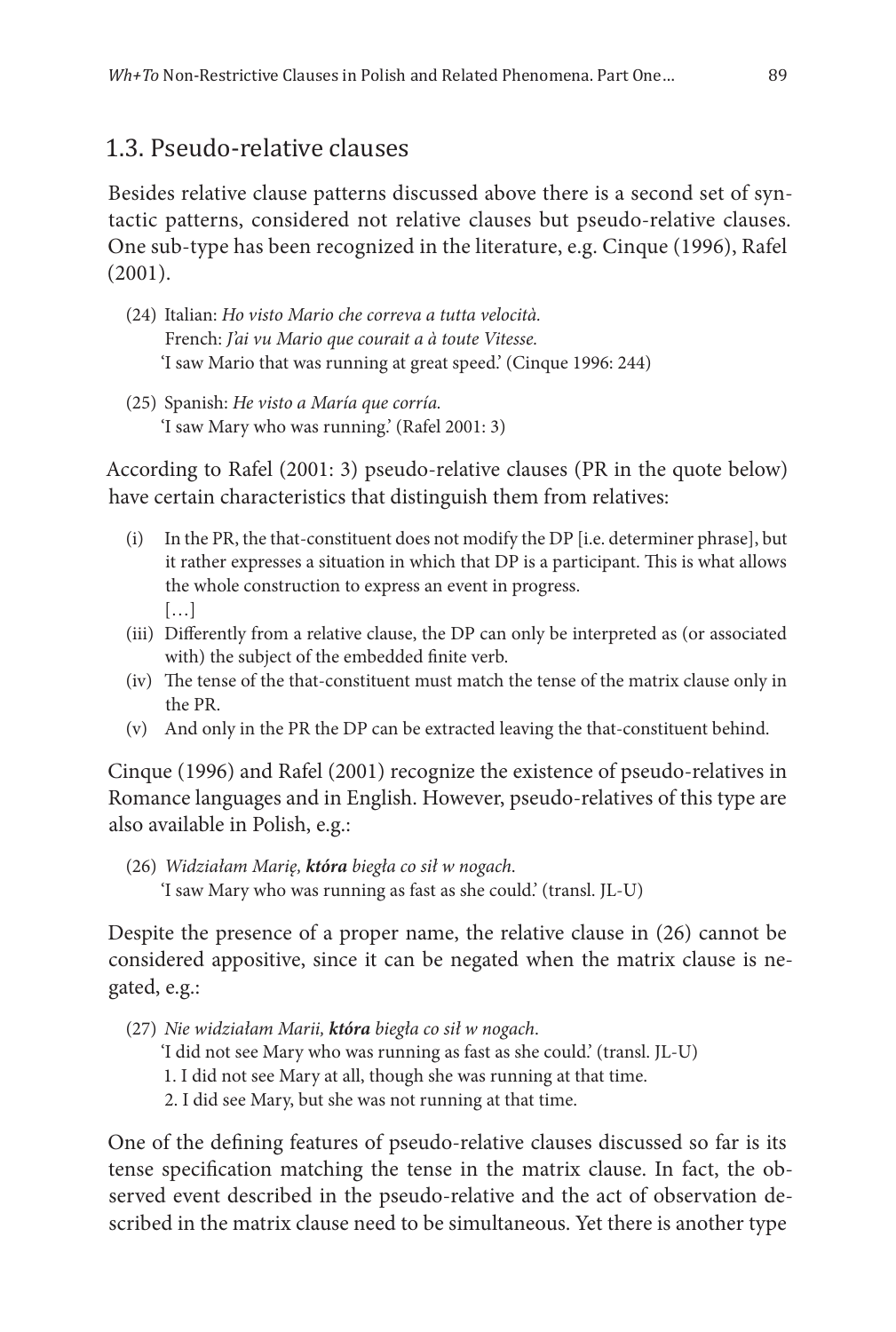## 1.3. Pseudo-relative clauses

Besides relative clause patterns discussed above there is a second set of syntactic patterns, considered not relative clauses but pseudo-relative clauses. One sub-type has been recognized in the literature, e.g. Cinque (1996), Rafel (2001).

(24) Italian: *Ho visto Mario che correva a tutta velocità.*
French: *J'ai vu Mario que courait a à toute Vitesse.*
'I saw Mario that was running at great speed.' (Cinque 1996: 244)

(25) Spanish: *He visto a María que corría.*
'I saw Mary who was running.' (Rafel 2001: 3)

According to Rafel (2001: 3) pseudo-relative clauses (PR in the quote below) have certain characteristics that distinguish them from relatives:

> (i) In the PR, the that-constituent does not modify the DP [i.e. determiner phrase], but it rather expresses a situation in which that DP is a participant. This is what allows the whole construction to express an event in progress.
> […]
> (iii) Differently from a relative clause, the DP can only be interpreted as (or associated with) the subject of the embedded finite verb.
> (iv) The tense of the that-constituent must match the tense of the matrix clause only in the PR.
> (v) And only in the PR the DP can be extracted leaving the that-constituent behind.

Cinque (1996) and Rafel (2001) recognize the existence of pseudo-relatives in Romance languages and in English. However, pseudo-relatives of this type are also available in Polish, e.g.:

(26) *Widziałam Marię, **która** biegła co sił w nogach.*
'I saw Mary who was running as fast as she could.' (transl. JL-U)

Despite the presence of a proper name, the relative clause in (26) cannot be considered appositive, since it can be negated when the matrix clause is negated, e.g.:

(27) *Nie widziałam Marii, **która** biegła co sił w nogach.*
'I did not see Mary who was running as fast as she could.' (transl. JL-U)
1. I did not see Mary at all, though she was running at that time.
2. I did see Mary, but she was not running at that time.

One of the defining features of pseudo-relative clauses discussed so far is its tense specification matching the tense in the matrix clause. In fact, the observed event described in the pseudo-relative and the act of observation described in the matrix clause need to be simultaneous. Yet there is another type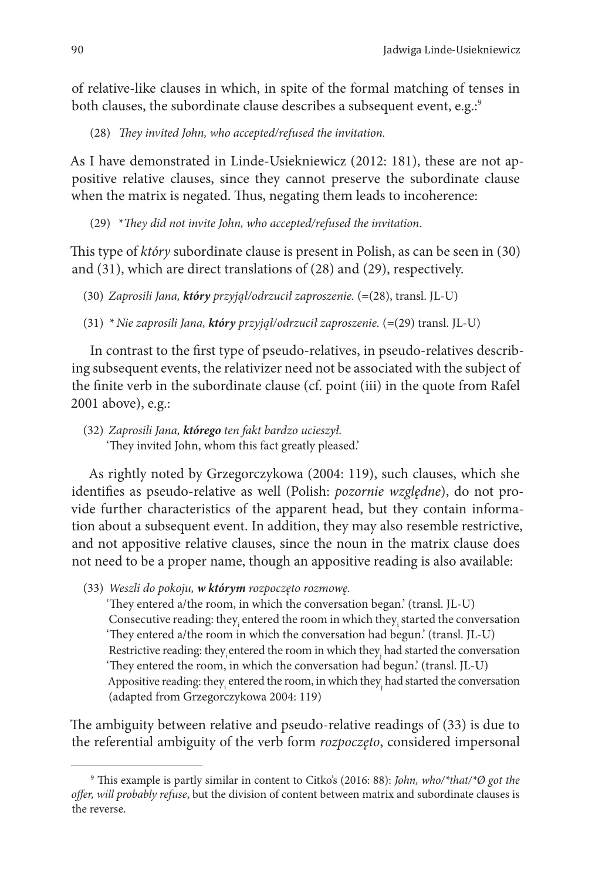of relative-like clauses in which, in spite of the formal matching of tenses in both clauses, the subordinate clause describes a subsequent event, e.g.:[9]

(28) *They invited John, who accepted/refused the invitation.*

As I have demonstrated in Linde-Usiekniewicz (2012: 181), these are not appositive relative clauses, since they cannot preserve the subordinate clause when the matrix is negated. Thus, negating them leads to incoherence:

(29) *\*They did not invite John, who accepted/refused the invitation.*

This type of *który* subordinate clause is present in Polish, as can be seen in (30) and (31), which are direct translations of (28) and (29), respectively.

(30) *Zaprosili Jana, **który** przyjął/odrzucił zaproszenie.* (=(28), transl. JL-U)

(31) *\* Nie zaprosili Jana, **który** przyjął/odrzucił zaproszenie.* (=(29) transl. JL-U)

In contrast to the first type of pseudo-relatives, in pseudo-relatives describing subsequent events, the relativizer need not be associated with the subject of the finite verb in the subordinate clause (cf. point (iii) in the quote from Rafel 2001 above), e.g.:

(32) *Zaprosili Jana, **którego** ten fakt bardzo ucieszył.*
'They invited John, whom this fact greatly pleased.'

As rightly noted by Grzegorczykowa (2004: 119), such clauses, which she identifies as pseudo-relative as well (Polish: *pozornie względne*), do not provide further characteristics of the apparent head, but they contain information about a subsequent event. In addition, they may also resemble restrictive, and not appositive relative clauses, since the noun in the matrix clause does not need to be a proper name, though an appositive reading is also available:

(33) *Weszli do pokoju, **w którym** rozpoczęto rozmowę.*
'They entered a/the room, in which the conversation began.' (transl. JL-U)
Consecutive reading: they$_i$ entered the room in which they$_i$ started the conversation
'They entered a/the room in which the conversation had begun.' (transl. JL-U)
Restrictive reading: they$_i$ entered the room in which they$_j$ had started the conversation
'They entered the room, in which the conversation had begun.' (transl. JL-U)
Appositive reading: they$_i$ entered the room, in which they$_j$ had started the conversation
(adapted from Grzegorczykowa 2004: 119)

The ambiguity between relative and pseudo-relative readings of (33) is due to the referential ambiguity of the verb form *rozpoczęto*, considered impersonal

---

[9] This example is partly similar in content to Citko's (2016: 88): *John, who/\*that/\*Ø got the offer, will probably refuse*, but the division of content between matrix and subordinate clauses is the reverse.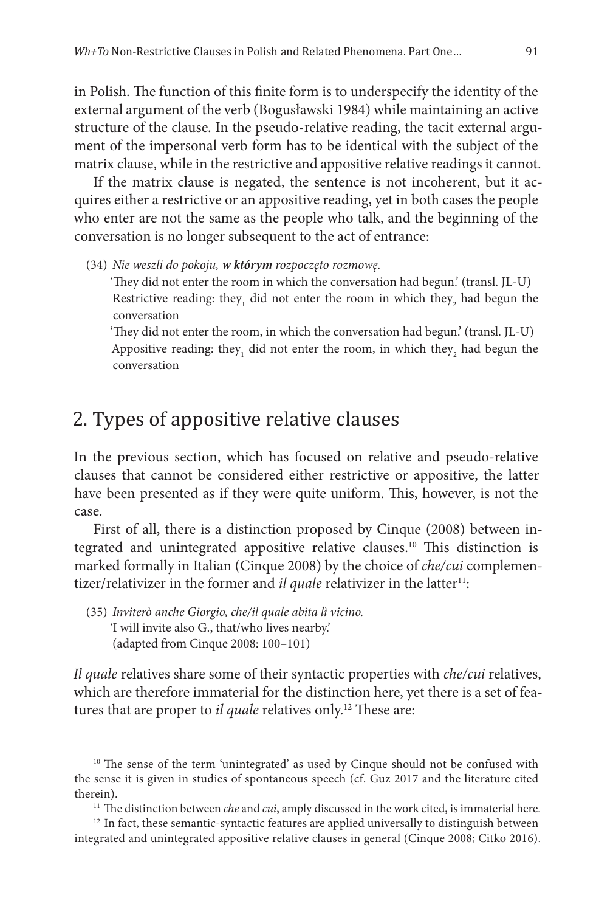in Polish. The function of this finite form is to underspecify the identity of the external argument of the verb (Bogusławski 1984) while maintaining an active structure of the clause. In the pseudo-relative reading, the tacit external argument of the impersonal verb form has to be identical with the subject of the matrix clause, while in the restrictive and appositive relative readings it cannot.

If the matrix clause is negated, the sentence is not incoherent, but it acquires either a restrictive or an appositive reading, yet in both cases the people who enter are not the same as the people who talk, and the beginning of the conversation is no longer subsequent to the act of entrance:

(34) *Nie weszli do pokoju, **w którym** rozpoczęto rozmowę.*
'They did not enter the room in which the conversation had begun.' (transl. JL-U)
Restrictive reading: they$_1$ did not enter the room in which they$_2$ had begun the conversation
'They did not enter the room, in which the conversation had begun.' (transl. JL-U)
Appositive reading: they$_1$ did not enter the room, in which they$_2$ had begun the conversation

## 2. Types of appositive relative clauses

In the previous section, which has focused on relative and pseudo-relative clauses that cannot be considered either restrictive or appositive, the latter have been presented as if they were quite uniform. This, however, is not the case.

First of all, there is a distinction proposed by Cinque (2008) between integrated and unintegrated appositive relative clauses.[10] This distinction is marked formally in Italian (Cinque 2008) by the choice of *che/cui* complementizer/relativizer in the former and *il quale* relativizer in the latter[11]:

(35) *Inviterò anche Giorgio, che/il quale abita lì vicino.*
'I will invite also G., that/who lives nearby.'
(adapted from Cinque 2008: 100–101)

*Il quale* relatives share some of their syntactic properties with *che/cui* relatives, which are therefore immaterial for the distinction here, yet there is a set of features that are proper to *il quale* relatives only.[12] These are:

[10] The sense of the term 'unintegrated' as used by Cinque should not be confused with the sense it is given in studies of spontaneous speech (cf. Guz 2017 and the literature cited therein).

[11] The distinction between *che* and *cui*, amply discussed in the work cited, is immaterial here.

[12] In fact, these semantic-syntactic features are applied universally to distinguish between integrated and unintegrated appositive relative clauses in general (Cinque 2008; Citko 2016).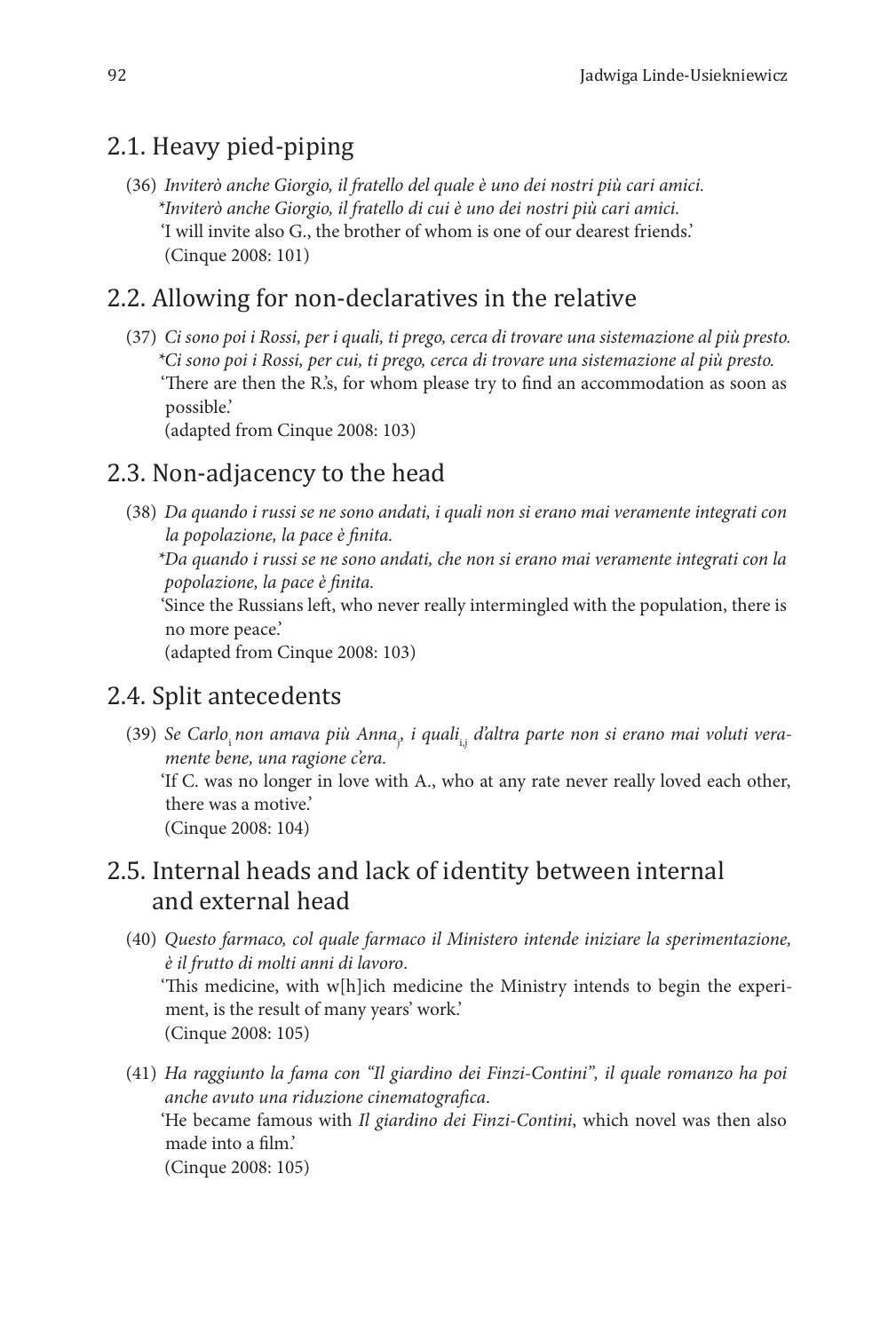## 2.1. Heavy pied-piping

(36) *Inviterò anche Giorgio, il fratello del quale è uno dei nostri più cari amici.*
*\*Inviterò anche Giorgio, il fratello di cui è uno dei nostri più cari amici.*
'I will invite also G., the brother of whom is one of our dearest friends.'
(Cinque 2008: 101)

## 2.2. Allowing for non-declaratives in the relative

(37) *Ci sono poi i Rossi, per i quali, ti prego, cerca di trovare una sistemazione al più presto.*
*\*Ci sono poi i Rossi, per cui, ti prego, cerca di trovare una sistemazione al più presto.*
'There are then the R.'s, for whom please try to find an accommodation as soon as possible.'
(adapted from Cinque 2008: 103)

## 2.3. Non-adjacency to the head

(38) *Da quando i russi se ne sono andati, i quali non si erano mai veramente integrati con la popolazione, la pace è finita.*
*\*Da quando i russi se ne sono andati, che non si erano mai veramente integrati con la popolazione, la pace è finita.*
'Since the Russians left, who never really intermingled with the population, there is no more peace.'
(adapted from Cinque 2008: 103)

## 2.4. Split antecedents

(39) *Se Carlo*$_i$ *non amava più Anna*$_j$*, i quali*$_{i,j}$ *d'altra parte non si erano mai voluti veramente bene, una ragione c'era.*
'If C. was no longer in love with A., who at any rate never really loved each other, there was a motive.'
(Cinque 2008: 104)

## 2.5. Internal heads and lack of identity between internal and external head

(40) *Questo farmaco, col quale farmaco il Ministero intende iniziare la sperimentazione, è il frutto di molti anni di lavoro*.
'This medicine, with w[h]ich medicine the Ministry intends to begin the experiment, is the result of many years' work.'
(Cinque 2008: 105)

(41) *Ha raggiunto la fama con "Il giardino dei Finzi-Contini", il quale romanzo ha poi anche avuto una riduzione cinematografica*.
'He became famous with *Il giardino dei Finzi-Contini*, which novel was then also made into a film.'
(Cinque 2008: 105)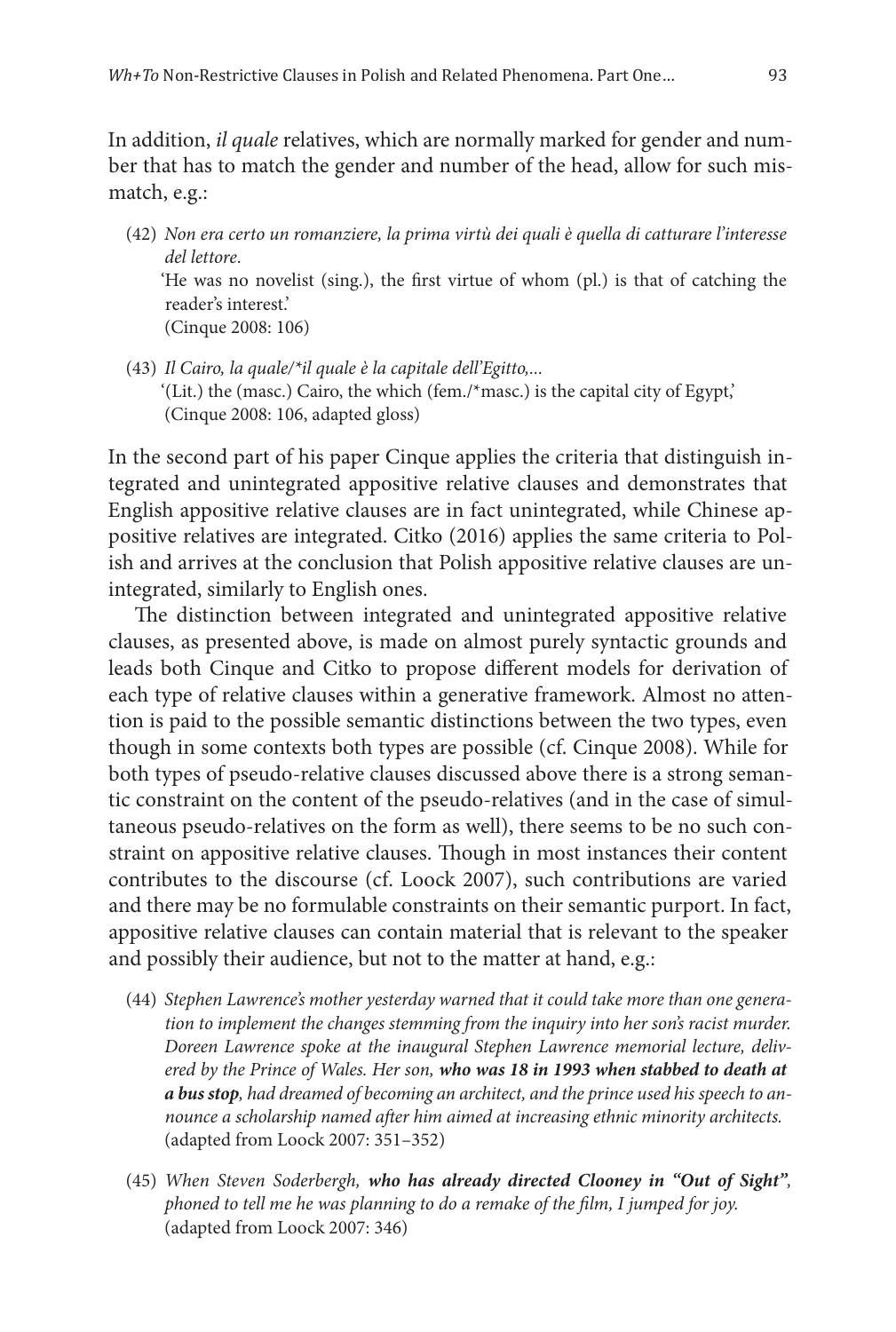In addition, *il quale* relatives, which are normally marked for gender and number that has to match the gender and number of the head, allow for such mismatch, e.g.:

(42) *Non era certo un romanziere, la prima virtù dei quali è quella di catturare l'interesse del lettore.*
'He was no novelist (sing.), the first virtue of whom (pl.) is that of catching the reader's interest.'
(Cinque 2008: 106)

(43) *Il Cairo, la quale/\*il quale è la capitale dell'Egitto,...*
'(Lit.) the (masc.) Cairo, the which (fem./\*masc.) is the capital city of Egypt,'
(Cinque 2008: 106, adapted gloss)

In the second part of his paper Cinque applies the criteria that distinguish integrated and unintegrated appositive relative clauses and demonstrates that English appositive relative clauses are in fact unintegrated, while Chinese appositive relatives are integrated. Citko (2016) applies the same criteria to Polish and arrives at the conclusion that Polish appositive relative clauses are unintegrated, similarly to English ones.

The distinction between integrated and unintegrated appositive relative clauses, as presented above, is made on almost purely syntactic grounds and leads both Cinque and Citko to propose different models for derivation of each type of relative clauses within a generative framework. Almost no attention is paid to the possible semantic distinctions between the two types, even though in some contexts both types are possible (cf. Cinque 2008). While for both types of pseudo-relative clauses discussed above there is a strong semantic constraint on the content of the pseudo-relatives (and in the case of simultaneous pseudo-relatives on the form as well), there seems to be no such constraint on appositive relative clauses. Though in most instances their content contributes to the discourse (cf. Loock 2007), such contributions are varied and there may be no formulable constraints on their semantic purport. In fact, appositive relative clauses can contain material that is relevant to the speaker and possibly their audience, but not to the matter at hand, e.g.:

(44) *Stephen Lawrence's mother yesterday warned that it could take more than one generation to implement the changes stemming from the inquiry into her son's racist murder. Doreen Lawrence spoke at the inaugural Stephen Lawrence memorial lecture, delivered by the Prince of Wales. Her son,* ***who was 18 in 1993 when stabbed to death at a bus stop****, had dreamed of becoming an architect, and the prince used his speech to announce a scholarship named after him aimed at increasing ethnic minority architects.*
(adapted from Loock 2007: 351–352)

(45) *When Steven Soderbergh,* ***who has already directed Clooney in "Out of Sight"****, phoned to tell me he was planning to do a remake of the film, I jumped for joy.*
(adapted from Loock 2007: 346)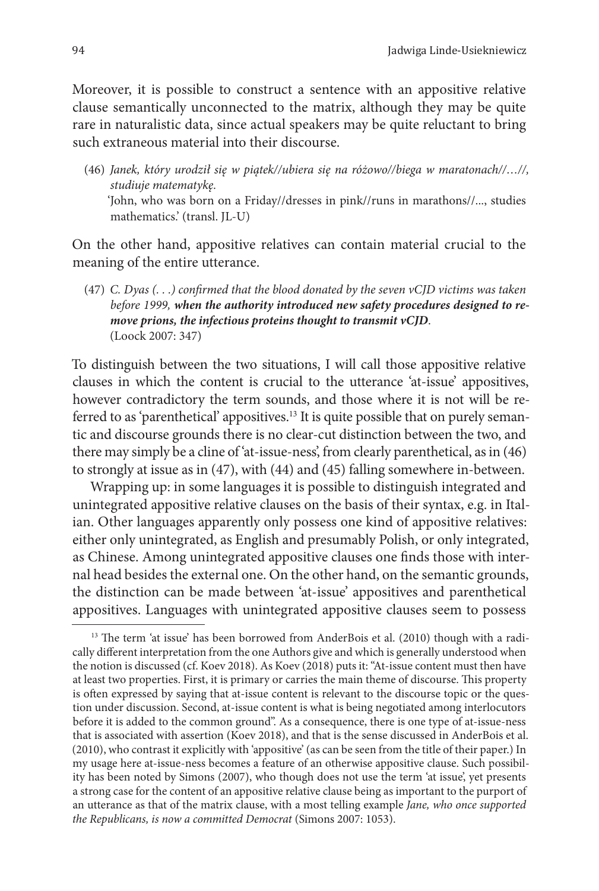Moreover, it is possible to construct a sentence with an appositive relative clause semantically unconnected to the matrix, although they may be quite rare in naturalistic data, since actual speakers may be quite reluctant to bring such extraneous material into their discourse.

(46) *Janek, który urodził się w piątek//ubiera się na różowo//biega w maratonach//…//, studiuje matematykę.*
'John, who was born on a Friday//dresses in pink//runs in marathons//..., studies mathematics.' (transl. JL-U)

On the other hand, appositive relatives can contain material crucial to the meaning of the entire utterance.

(47) *C. Dyas (. . .) confirmed that the blood donated by the seven vCJD victims was taken before 1999, **when the authority introduced new safety procedures designed to remove prions, the infectious proteins thought to transmit vCJD**.*
(Loock 2007: 347)

To distinguish between the two situations, I will call those appositive relative clauses in which the content is crucial to the utterance 'at-issue' appositives, however contradictory the term sounds, and those where it is not will be referred to as 'parenthetical' appositives.[13] It is quite possible that on purely semantic and discourse grounds there is no clear-cut distinction between the two, and there may simply be a cline of 'at-issue-ness', from clearly parenthetical, as in (46) to strongly at issue as in (47), with (44) and (45) falling somewhere in-between.

Wrapping up: in some languages it is possible to distinguish integrated and unintegrated appositive relative clauses on the basis of their syntax, e.g. in Italian. Other languages apparently only possess one kind of appositive relatives: either only unintegrated, as English and presumably Polish, or only integrated, as Chinese. Among unintegrated appositive clauses one finds those with internal head besides the external one. On the other hand, on the semantic grounds, the distinction can be made between 'at-issue' appositives and parenthetical appositives. Languages with unintegrated appositive clauses seem to possess

[13] The term 'at issue' has been borrowed from AnderBois et al. (2010) though with a radically different interpretation from the one Authors give and which is generally understood when the notion is discussed (cf. Koev 2018). As Koev (2018) puts it: "At-issue content must then have at least two properties. First, it is primary or carries the main theme of discourse. This property is often expressed by saying that at-issue content is relevant to the discourse topic or the question under discussion. Second, at-issue content is what is being negotiated among interlocutors before it is added to the common ground". As a consequence, there is one type of at-issue-ness that is associated with assertion (Koev 2018), and that is the sense discussed in AnderBois et al. (2010), who contrast it explicitly with 'appositive' (as can be seen from the title of their paper.) In my usage here at-issue-ness becomes a feature of an otherwise appositive clause. Such possibility has been noted by Simons (2007), who though does not use the term 'at issue', yet presents a strong case for the content of an appositive relative clause being as important to the purport of an utterance as that of the matrix clause, with a most telling example *Jane, who once supported the Republicans, is now a committed Democrat* (Simons 2007: 1053).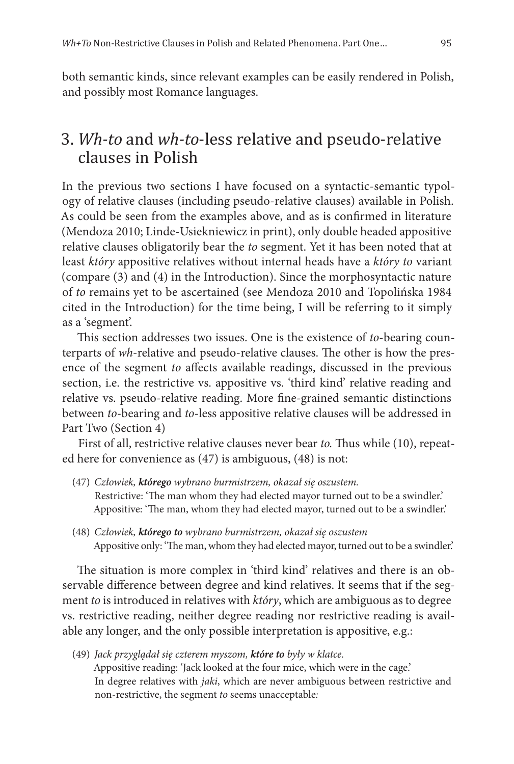both semantic kinds, since relevant examples can be easily rendered in Polish, and possibly most Romance languages.

## 3. *Wh-to* and *wh-to*-less relative and pseudo-relative clauses in Polish

In the previous two sections I have focused on a syntactic-semantic typology of relative clauses (including pseudo-relative clauses) available in Polish. As could be seen from the examples above, and as is confirmed in literature (Mendoza 2010; Linde-Usiekniewicz in print), only double headed appositive relative clauses obligatorily bear the *to* segment. Yet it has been noted that at least *który* appositive relatives without internal heads have a *który to* variant (compare (3) and (4) in the Introduction). Since the morphosyntactic nature of *to* remains yet to be ascertained (see Mendoza 2010 and Topolińska 1984 cited in the Introduction) for the time being, I will be referring to it simply as a 'segment'.

This section addresses two issues. One is the existence of *to*-bearing counterparts of *wh*-relative and pseudo-relative clauses. The other is how the presence of the segment *to* affects available readings, discussed in the previous section, i.e. the restrictive vs. appositive vs. 'third kind' relative reading and relative vs. pseudo-relative reading. More fine-grained semantic distinctions between *to*-bearing and *to*-less appositive relative clauses will be addressed in Part Two (Section 4)

First of all, restrictive relative clauses never bear *to*. Thus while (10), repeated here for convenience as (47) is ambiguous, (48) is not:

(47) *Człowiek, **którego** wybrano burmistrzem, okazał się oszustem.*
Restrictive: 'The man whom they had elected mayor turned out to be a swindler.'
Appositive: 'The man, whom they had elected mayor, turned out to be a swindler.'

(48) *Człowiek, **którego to** wybrano burmistrzem, okazał się oszustem*
Appositive only: 'The man, whom they had elected mayor, turned out to be a swindler.'

The situation is more complex in 'third kind' relatives and there is an observable difference between degree and kind relatives. It seems that if the segment *to* is introduced in relatives with *który*, which are ambiguous as to degree vs. restrictive reading, neither degree reading nor restrictive reading is available any longer, and the only possible interpretation is appositive, e.g.:

(49) *Jack przyglądał się czterem myszom, **które to** były w klatce.*
Appositive reading: 'Jack looked at the four mice, which were in the cage.'
In degree relatives with *jaki*, which are never ambiguous between restrictive and non-restrictive, the segment *to* seems unacceptable: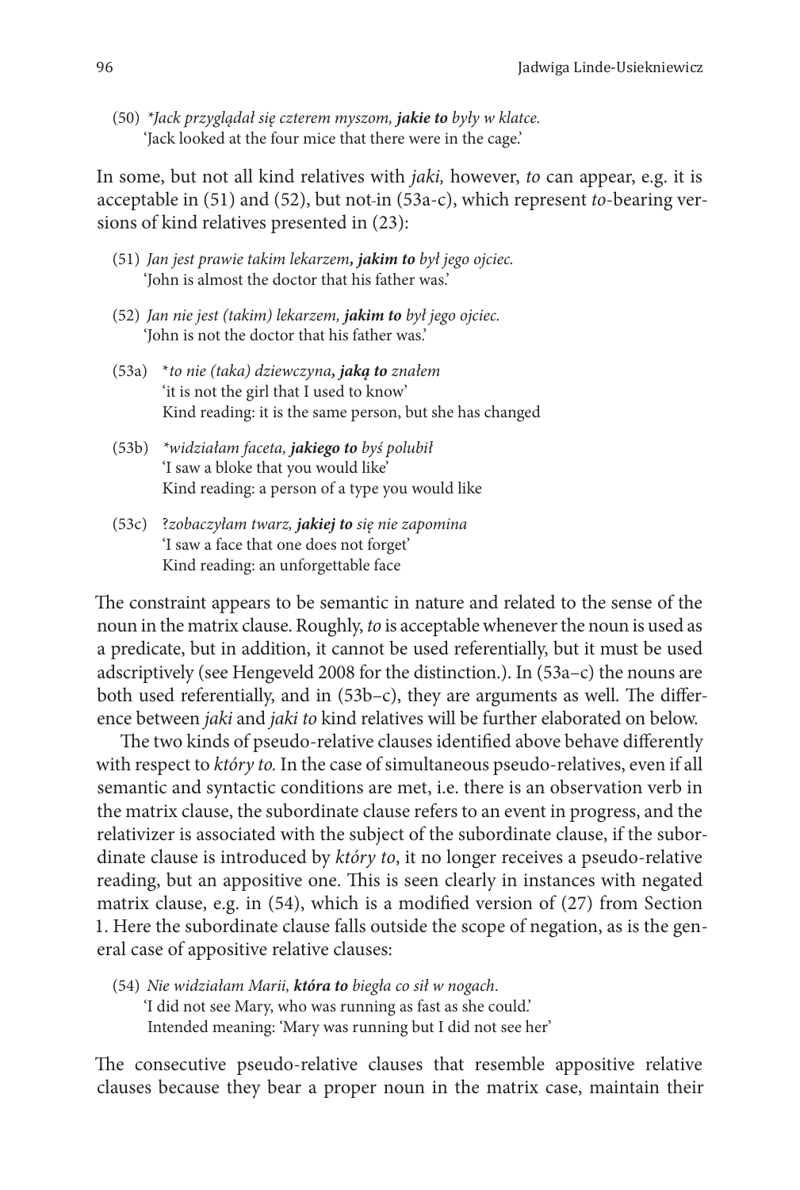(50) *\*Jack przyglądał się czterem myszom, **jakie to** były w klatce.*
'Jack looked at the four mice that there were in the cage.'

In some, but not all kind relatives with *jaki,* however, *to* can appear, e.g. it is acceptable in (51) and (52), but not in (53a-c), which represent *to*-bearing versions of kind relatives presented in (23):

(51) *Jan jest prawie takim lekarzem, **jakim to** był jego ojciec.*
'John is almost the doctor that his father was.'

(52) *Jan nie jest (takim) lekarzem, **jakim to** był jego ojciec.*
'John is not the doctor that his father was.'

(53a) \**to nie (taka) dziewczyna, **jaką to** znałem*
'it is not the girl that I used to know'
Kind reading: it is the same person, but she has changed

(53b) *\*widziałam faceta, **jakiego to** byś polubił*
'I saw a bloke that you would like'
Kind reading: a person of a type you would like

(53c) ?*zobaczyłam twarz, **jakiej to** się nie zapomina*
'I saw a face that one does not forget'
Kind reading: an unforgettable face

The constraint appears to be semantic in nature and related to the sense of the noun in the matrix clause. Roughly, *to* is acceptable whenever the noun is used as a predicate, but in addition, it cannot be used referentially, but it must be used adscriptively (see Hengeveld 2008 for the distinction.). In (53a–c) the nouns are both used referentially, and in (53b–c), they are arguments as well. The difference between *jaki* and *jaki to* kind relatives will be further elaborated on below.

The two kinds of pseudo-relative clauses identified above behave differently with respect to *który to.* In the case of simultaneous pseudo-relatives, even if all semantic and syntactic conditions are met, i.e. there is an observation verb in the matrix clause, the subordinate clause refers to an event in progress, and the relativizer is associated with the subject of the subordinate clause, if the subordinate clause is introduced by *który to*, it no longer receives a pseudo-relative reading, but an appositive one. This is seen clearly in instances with negated matrix clause, e.g. in (54), which is a modified version of (27) from Section 1. Here the subordinate clause falls outside the scope of negation, as is the general case of appositive relative clauses:

(54) *Nie widziałam Marii, **która to** biegła co sił w nogach.*
'I did not see Mary, who was running as fast as she could.'
Intended meaning: 'Mary was running but I did not see her'

The consecutive pseudo-relative clauses that resemble appositive relative clauses because they bear a proper noun in the matrix case, maintain their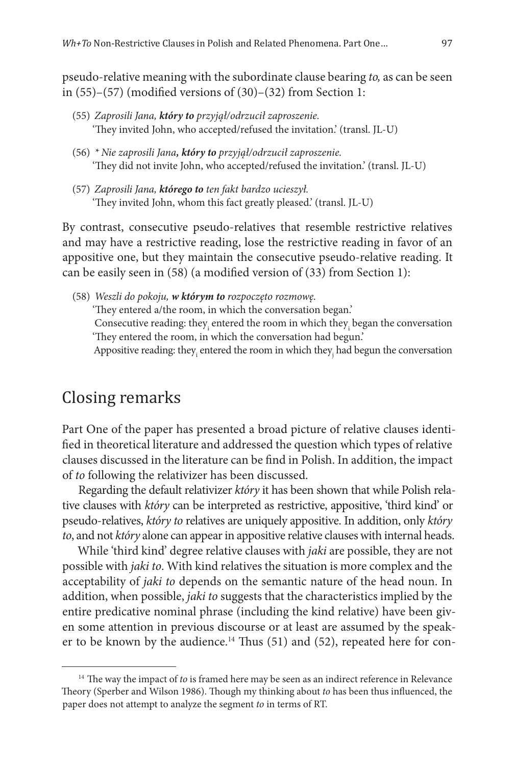pseudo-relative meaning with the subordinate clause bearing *to,* as can be seen in (55)–(57) (modified versions of (30)–(32) from Section 1:

(55) *Zaprosili Jana, **który to** przyjął/odrzucił zaproszenie.*
'They invited John, who accepted/refused the invitation.' (transl. JL-U)

(56) *\* Nie zaprosili Jana**, który to** przyjął/odrzucił zaproszenie.*
'They did not invite John, who accepted/refused the invitation.' (transl. JL-U)

(57) *Zaprosili Jana, **którego to** ten fakt bardzo ucieszył.*
'They invited John, whom this fact greatly pleased.' (transl. JL-U)

By contrast, consecutive pseudo-relatives that resemble restrictive relatives and may have a restrictive reading, lose the restrictive reading in favor of an appositive one, but they maintain the consecutive pseudo-relative reading. It can be easily seen in (58) (a modified version of (33) from Section 1):

(58) *Weszli do pokoju, **w którym to** rozpoczęto rozmowę.*
'They entered a/the room, in which the conversation began.'
Consecutive reading: $\text{they}_i$ entered the room in which $\text{they}_i$ began the conversation
'They entered the room, in which the conversation had begun.'
Appositive reading: $\text{they}_i$ entered the room in which $\text{they}_j$ had begun the conversation

## Closing remarks

Part One of the paper has presented a broad picture of relative clauses identified in theoretical literature and addressed the question which types of relative clauses discussed in the literature can be find in Polish. In addition, the impact of *to* following the relativizer has been discussed.

Regarding the default relativizer *który* it has been shown that while Polish relative clauses with *który* can be interpreted as restrictive, appositive, 'third kind' or pseudo-relatives, *który to* relatives are uniquely appositive. In addition, only *który to*, and not *który* alone can appear in appositive relative clauses with internal heads.

While 'third kind' degree relative clauses with *jaki* are possible, they are not possible with *jaki to*. With kind relatives the situation is more complex and the acceptability of *jaki to* depends on the semantic nature of the head noun. In addition, when possible, *jaki to* suggests that the characteristics implied by the entire predicative nominal phrase (including the kind relative) have been given some attention in previous discourse or at least are assumed by the speaker to be known by the audience.[14] Thus (51) and (52), repeated here for con-

[14] The way the impact of *to* is framed here may be seen as an indirect reference in Relevance Theory (Sperber and Wilson 1986). Though my thinking about *to* has been thus influenced, the paper does not attempt to analyze the segment *to* in terms of RT.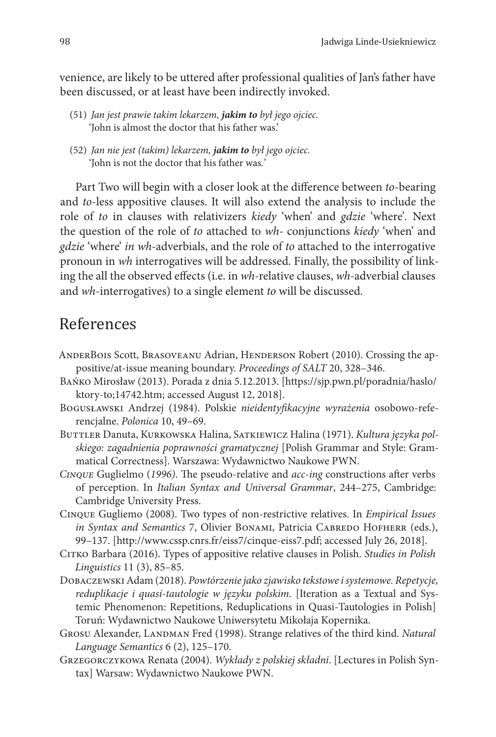venience, are likely to be uttered after professional qualities of Jan's father have been discussed, or at least have been indirectly invoked.

(51) *Jan jest prawie takim lekarzem, **jakim to** był jego ojciec.*
'John is almost the doctor that his father was.'

(52) *Jan nie jest (takim) lekarzem, **jakim to** był jego ojciec.*
'John is not the doctor that his father was.'

Part Two will begin with a closer look at the difference between *to*-bearing and *to*-less appositive clauses. It will also extend the analysis to include the role of *to* in clauses with relativizers *kiedy* 'when' and *gdzie* 'where'. Next the question of the role of *to* attached to *wh*- conjunctions *kiedy* 'when' and *gdzie* 'where' *in wh*-adverbials, and the role of *to* attached to the interrogative pronoun in *wh* interrogatives will be addressed. Finally, the possibility of linking the all the observed effects (i.e. in *wh*-relative clauses, *wh*-adverbial clauses and *wh*-interrogatives) to a single element *to* will be discussed.

## References

AnderBois Scott, Brasoveanu Adrian, Henderson Robert (2010). Crossing the appositive/at-issue meaning boundary. *Proceedings of SALT* 20, 328–346.

Bańko Mirosław (2013). Porada z dnia 5.12.2013. [https://sjp.pwn.pl/poradnia/haslo/ktory-to;14742.htm; accessed August 12, 2018].

Bogusławski Andrzej (1984). Polskie *nieidentyfikacyjne wyrażenia* osobowo-referencjalne. *Polonica* 10, 49–69.

Buttler Danuta, Kurkowska Halina, Satkiewicz Halina (1971). *Kultura języka polskiego: zagadnienia poprawności gramatycznej* [Polish Grammar and Style: Grammatical Correctness]. Warszawa: Wydawnictwo Naukowe PWN.

*Cinque* Guglielmo (*1996*). The pseudo-relative and *acc-ing* constructions after verbs of perception. In *Italian Syntax and Universal Grammar*, 244–275, Cambridge: Cambridge University Press.

Cinque Gugliemo (2008). Two types of non-restrictive relatives. In *Empirical Issues in Syntax and Semantics* 7, Olivier Bonami, Patricia Cabredo Hofherr (eds.), 99–137. [http://www.cssp.cnrs.fr/eiss7/cinque-eiss7.pdf; accessed July 26, 2018].

Citko Barbara (2016). Types of appositive relative clauses in Polish. *Studies in Polish Linguistics* 11 (3), 85–85.

Dobaczewski Adam (2018). *Powtórzenie jako zjawisko tekstowe i systemowe. Repetycje, reduplikacje i quasi-tautologie w języku polskim.* [Iteration as a Textual and Systemic Phenomenon: Repetitions, Reduplications in Quasi-Tautologies in Polish] Toruń: Wydawnictwo Naukowe Uniwersytetu Mikołaja Kopernika.

Grosu Alexander, Landman Fred (1998). Strange relatives of the third kind. *Natural Language Semantics* 6 (2), 125–170.

Grzegorczykowa Renata (2004). *Wykłady z polskiej składni*. [Lectures in Polish Syntax] Warsaw: Wydawnictwo Naukowe PWN.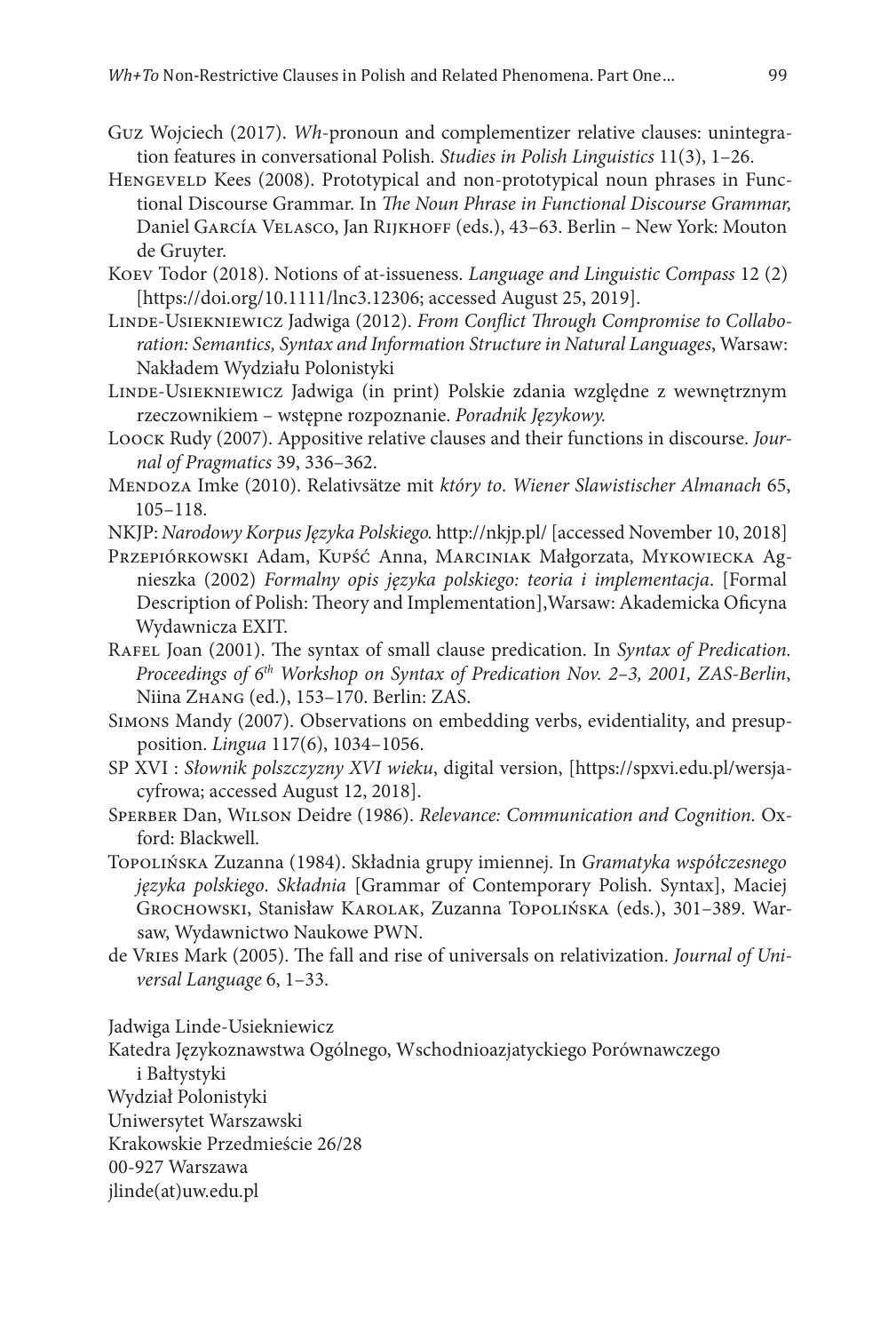Guz Wojciech (2017). *Wh*-pronoun and complementizer relative clauses: unintegration features in conversational Polish. *Studies in Polish Linguistics* 11(3), 1–26.

Hengeveld Kees (2008). Prototypical and non-prototypical noun phrases in Functional Discourse Grammar. In *The Noun Phrase in Functional Discourse Grammar,* Daniel García Velasco, Jan Rijkhoff (eds.), 43–63. Berlin – New York: Mouton de Gruyter.

Koev Todor (2018). Notions of at-issueness. *Language and Linguistic Compass* 12 (2) [https://doi.org/10.1111/lnc3.12306; accessed August 25, 2019].

Linde-Usiekniewicz Jadwiga (2012). *From Conflict Through Compromise to Collaboration: Semantics, Syntax and Information Structure in Natural Languages*, Warsaw: Nakładem Wydziału Polonistyki

Linde-Usiekniewicz Jadwiga (in print) Polskie zdania względne z wewnętrznym rzeczownikiem – wstępne rozpoznanie. *Poradnik Językowy.*

Loock Rudy (2007). Appositive relative clauses and their functions in discourse. *Journal of Pragmatics* 39, 336–362.

Mendoza Imke (2010). Relativsätze mit *który to*. *Wiener Slawistischer Almanach* 65, 105–118.

NKJP: *Narodowy Korpus Języka Polskiego.* http://nkjp.pl/ [accessed November 10, 2018]

Przepiórkowski Adam, Kupść Anna, Marciniak Małgorzata, Mykowiecka Agnieszka (2002) *Formalny opis języka polskiego: teoria i implementacja*. [Formal Description of Polish: Theory and Implementation],Warsaw: Akademicka Oficyna Wydawnicza EXIT.

Rafel Joan (2001). The syntax of small clause predication. In *Syntax of Predication. Proceedings of 6th Workshop on Syntax of Predication Nov. 2–3, 2001, ZAS-Berlin*, Niina Zhang (ed.), 153–170. Berlin: ZAS.

Simons Mandy (2007). Observations on embedding verbs, evidentiality, and presupposition. *Lingua* 117(6), 1034–1056.

SP XVI : *Słownik polszczyzny XVI wieku*, digital version, [https://spxvi.edu.pl/wersja-cyfrowa; accessed August 12, 2018].

Sperber Dan, Wilson Deidre (1986). *Relevance: Communication and Cognition.* Oxford: Blackwell.

Topolińska Zuzanna (1984). Składnia grupy imiennej. In *Gramatyka współczesnego języka polskiego*. *Składnia* [Grammar of Contemporary Polish. Syntax], Maciej Grochowski, Stanisław Karolak, Zuzanna Topolińska (eds.), 301–389. Warsaw, Wydawnictwo Naukowe PWN.

de Vries Mark (2005). The fall and rise of universals on relativization. *Journal of Universal Language* 6, 1–33.

Jadwiga Linde-Usiekniewicz  
Katedra Językoznawstwa Ogólnego, Wschodnioazjatyckiego Porównawczego i Bałtystyki  
Wydział Polonistyki  
Uniwersytet Warszawski  
Krakowskie Przedmieście 26/28  
00-927 Warszawa  
jlinde(at)uw.edu.pl